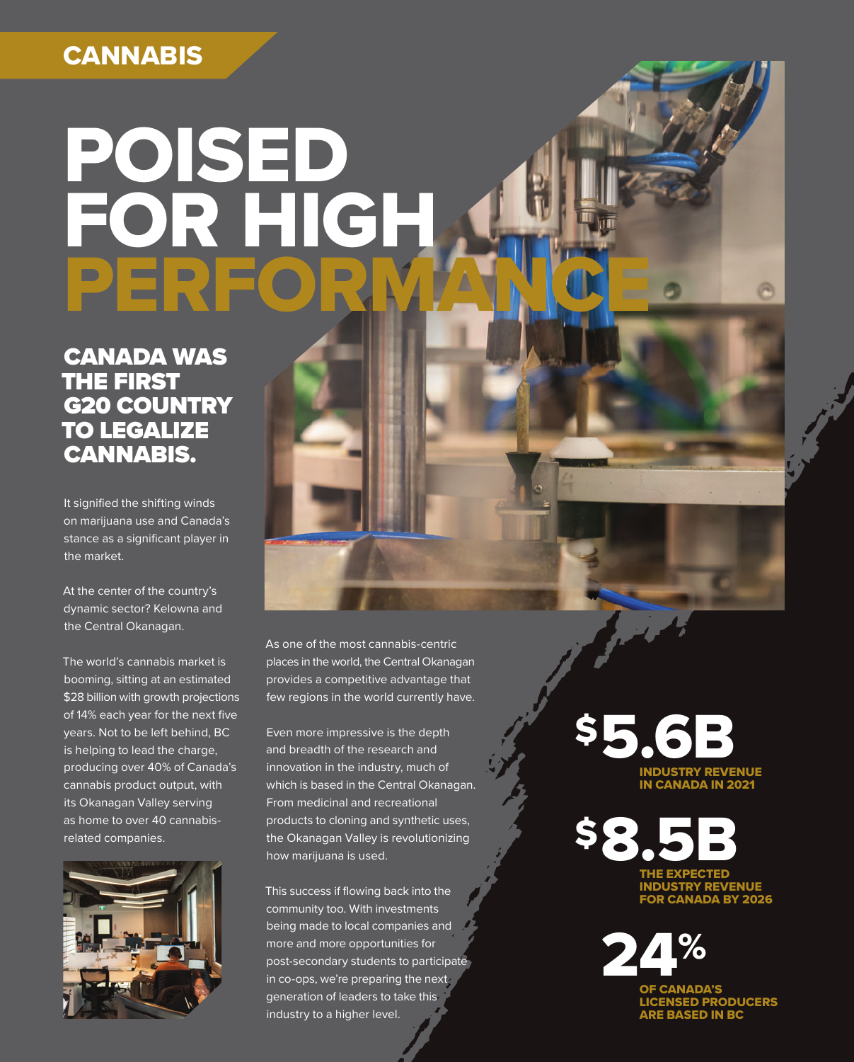CANNABIS

# POISED FOR HIGH PERFORMANCE

## CANADA WAS THE FIRST G20 COUNTRY TO LEGALIZE CANNABIS.

It signified the shifting winds on marijuana use and Canada's stance as a significant player in the market.

At the center of the country's dynamic sector? Kelowna and the Central Okanagan.

The world's cannabis market is booming, sitting at an estimated $28 billion with growth projections of 14% each year for the next five years. Not to be left behind, BC is helping to lead the charge, producing over 40% of Canada's cannabis product output, with its Okanagan Valley serving as home to over 40 cannabis-related companies.

As one of the most cannabis-centric places in the world, the Central Okanagan provides a competitive advantage that few regions in the world currently have.

Even more impressive is the depth and breadth of the research and innovation in the industry, much of which is based in the Central Okanagan. From medicinal and recreational products to cloning and synthetic uses, the Okanagan Valley is revolutionizing how marijuana is used.

This success if flowing back into the community too. With investments being made to local companies and more and more opportunities for post-secondary students to participate in co-ops, we're preparing the next generation of leaders to take this industry to a higher level.

**$5.6B**
INDUSTRY REVENUE IN CANADA IN 2021

**$8.5B**
THE EXPECTED INDUSTRY REVENUE FOR CANADA BY 2026

**24%**
OF CANADA'S LICENSED PRODUCERS ARE BASED IN BC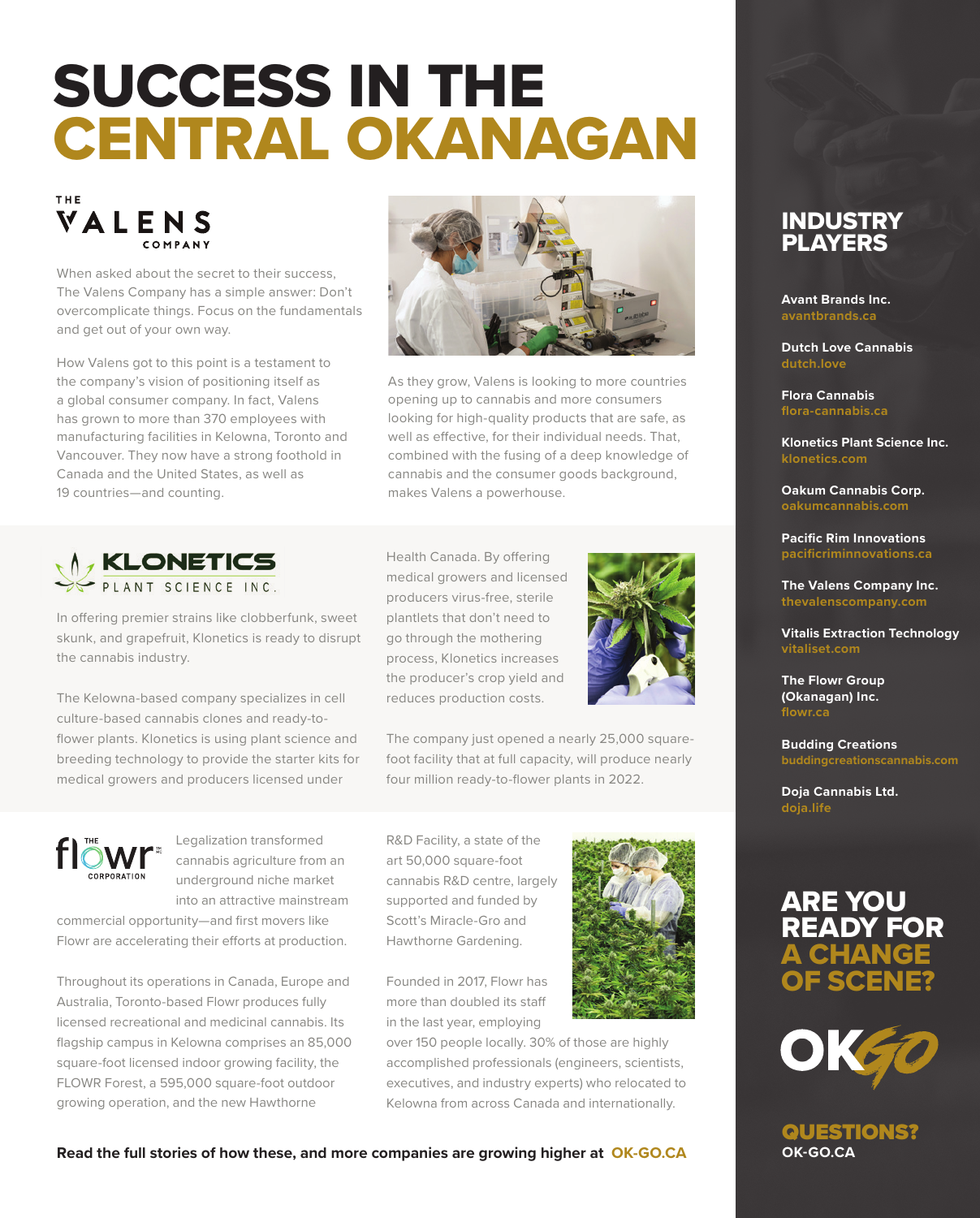# SUCCESS IN THE CENTRAL OKANAGAN

## THE VALENS COMPANY

When asked about the secret to their success, The Valens Company has a simple answer: Don't overcomplicate things. Focus on the fundamentals and get out of your own way.

How Valens got to this point is a testament to the company's vision of positioning itself as a global consumer company. In fact, Valens has grown to more than 370 employees with manufacturing facilities in Kelowna, Toronto and Vancouver. They now have a strong foothold in Canada and the United States, as well as 19 countries—and counting.

As they grow, Valens is looking to more countries opening up to cannabis and more consumers looking for high-quality products that are safe, as well as effective, for their individual needs. That, combined with the fusing of a deep knowledge of cannabis and the consumer goods background, makes Valens a powerhouse.

## KLONETICS PLANT SCIENCE INC.

In offering premier strains like clobberfunk, sweet skunk, and grapefruit, Klonetics is ready to disrupt the cannabis industry.

The Kelowna-based company specializes in cell culture-based cannabis clones and ready-to-flower plants. Klonetics is using plant science and breeding technology to provide the starter kits for medical growers and producers licensed under Health Canada. By offering medical growers and licensed producers virus-free, sterile plantlets that don't need to go through the mothering process, Klonetics increases the producer's crop yield and reduces production costs.

The company just opened a nearly 25,000 square-foot facility that at full capacity, will produce nearly four million ready-to-flower plants in 2022.

## THE flowr CORPORATION

Legalization transformed cannabis agriculture from an underground niche market into an attractive mainstream commercial opportunity—and first movers like Flowr are accelerating their efforts at production.

Throughout its operations in Canada, Europe and Australia, Toronto-based Flowr produces fully licensed recreational and medicinal cannabis. Its flagship campus in Kelowna comprises an 85,000 square-foot licensed indoor growing facility, the FLOWR Forest, a 595,000 square-foot outdoor growing operation, and the new Hawthorne R&D Facility, a state of the art 50,000 square-foot cannabis R&D centre, largely supported and funded by Scott's Miracle-Gro and Hawthorne Gardening.

Founded in 2017, Flowr has more than doubled its staff in the last year, employing over 150 people locally. 30% of those are highly accomplished professionals (engineers, scientists, executives, and industry experts) who relocated to Kelowna from across Canada and internationally.

**Read the full stories of how these, and more companies are growing higher at OK-GO.CA**

## INDUSTRY PLAYERS

**Avant Brands Inc.**
avantbrands.ca

**Dutch Love Cannabis**
dutch.love

**Flora Cannabis**
flora-cannabis.ca

**Klonetics Plant Science Inc.**
klonetics.com

**Oakum Cannabis Corp.**
oakumcannabis.com

**Pacific Rim Innovations**
pacificriminnovations.ca

**The Valens Company Inc.**
thevalenscompany.com

**Vitalis Extraction Technology**
vitaliset.com

**The Flowr Group (Okanagan) Inc.**
flowr.ca

**Budding Creations**
buddingcreationscannabis.com

**Doja Cannabis Ltd.**
doja.life

## ARE YOU READY FOR A CHANGE OF SCENE?

OKGO

**QUESTIONS?**
OK-GO.CA